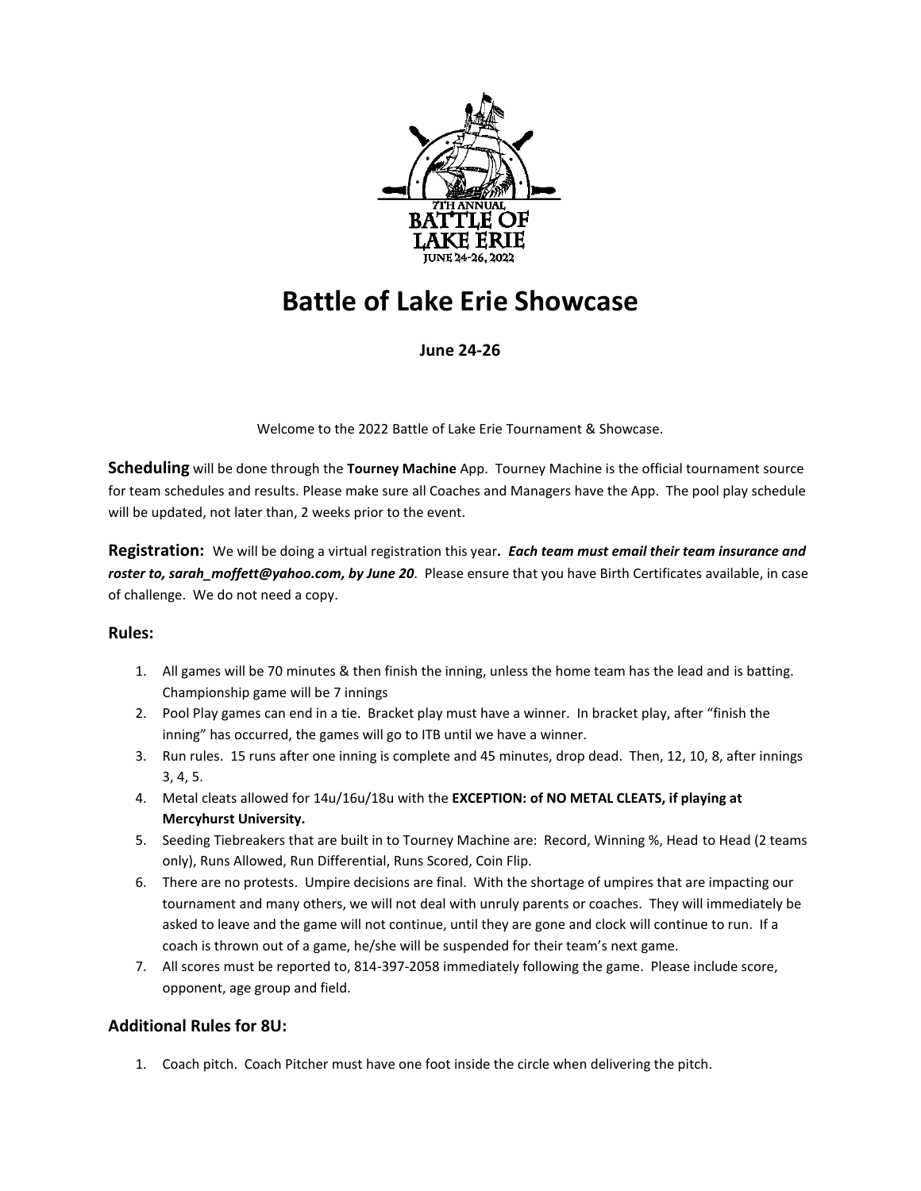# Battle of Lake Erie Showcase

**June 24-26**

Welcome to the 2022 Battle of Lake Erie Tournament & Showcase.

**Scheduling** will be done through the **Tourney Machine** App. Tourney Machine is the official tournament source for team schedules and results. Please make sure all Coaches and Managers have the App. The pool play schedule will be updated, not later than, 2 weeks prior to the event.

**Registration:** We will be doing a virtual registration this year***. Each team must email their team insurance and roster to, sarah_moffett@yahoo.com, by June 20***. Please ensure that you have Birth Certificates available, in case of challenge. We do not need a copy.

### Rules:

1. All games will be 70 minutes & then finish the inning, unless the home team has the lead and is batting. Championship game will be 7 innings
2. Pool Play games can end in a tie. Bracket play must have a winner. In bracket play, after "finish the inning" has occurred, the games will go to ITB until we have a winner.
3. Run rules. 15 runs after one inning is complete and 45 minutes, drop dead. Then, 12, 10, 8, after innings 3, 4, 5.
4. Metal cleats allowed for 14u/16u/18u with the **EXCEPTION: of NO METAL CLEATS, if playing at Mercyhurst University.**
5. Seeding Tiebreakers that are built in to Tourney Machine are: Record, Winning %, Head to Head (2 teams only), Runs Allowed, Run Differential, Runs Scored, Coin Flip.
6. There are no protests. Umpire decisions are final. With the shortage of umpires that are impacting our tournament and many others, we will not deal with unruly parents or coaches. They will immediately be asked to leave and the game will not continue, until they are gone and clock will continue to run. If a coach is thrown out of a game, he/she will be suspended for their team's next game.
7. All scores must be reported to, 814-397-2058 immediately following the game. Please include score, opponent, age group and field.

### Additional Rules for 8U:

1. Coach pitch. Coach Pitcher must have one foot inside the circle when delivering the pitch.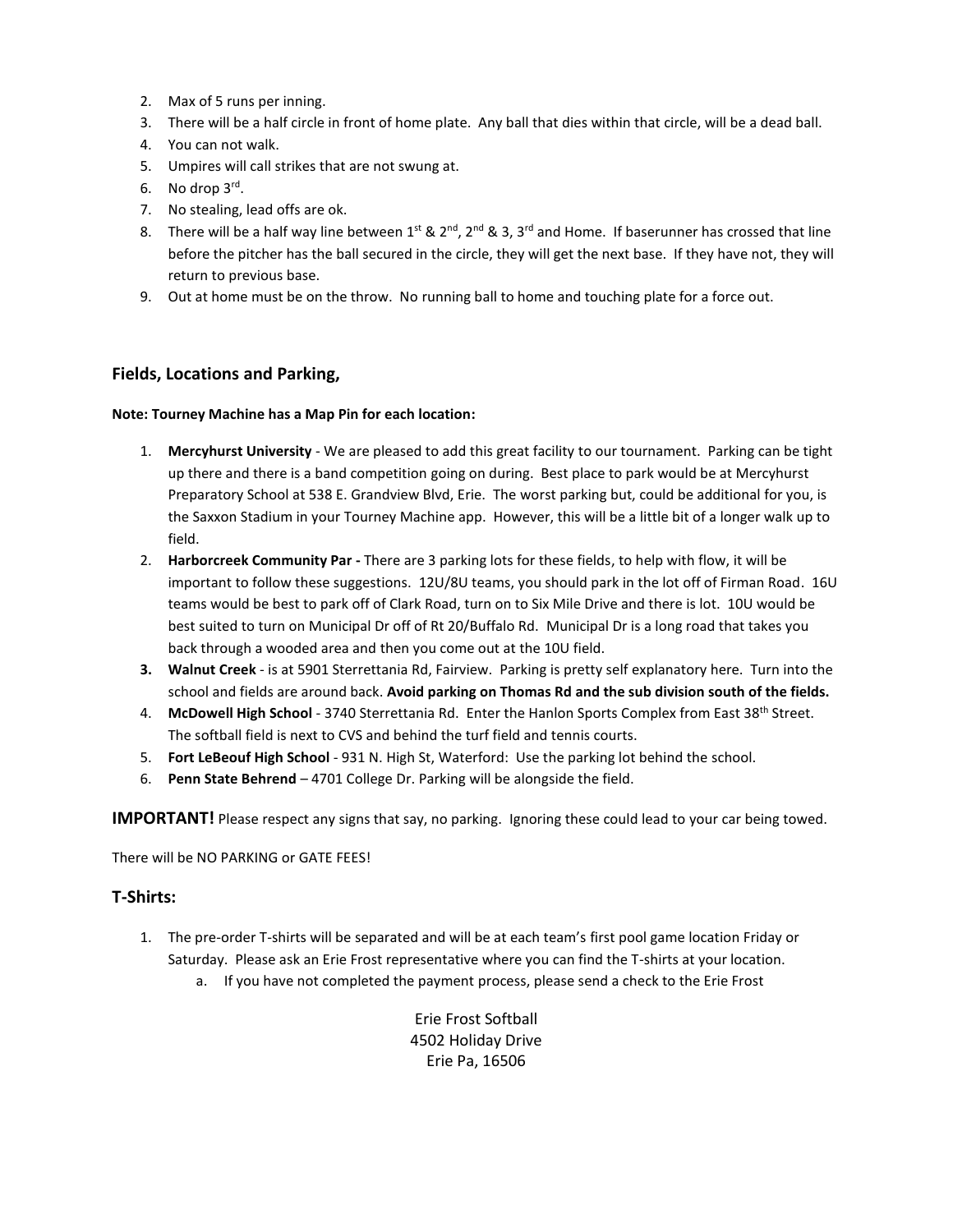2. Max of 5 runs per inning.
3. There will be a half circle in front of home plate. Any ball that dies within that circle, will be a dead ball.
4. You can not walk.
5. Umpires will call strikes that are not swung at.
6. No drop 3rd.
7. No stealing, lead offs are ok.
8. There will be a half way line between 1st & 2nd, 2nd & 3, 3rd and Home. If baserunner has crossed that line before the pitcher has the ball secured in the circle, they will get the next base. If they have not, they will return to previous base.
9. Out at home must be on the throw. No running ball to home and touching plate for a force out.

## Fields, Locations and Parking,

**Note: Tourney Machine has a Map Pin for each location:**

1. **Mercyhurst University** - We are pleased to add this great facility to our tournament. Parking can be tight up there and there is a band competition going on during. Best place to park would be at Mercyhurst Preparatory School at 538 E. Grandview Blvd, Erie. The worst parking but, could be additional for you, is the Saxxon Stadium in your Tourney Machine app. However, this will be a little bit of a longer walk up to field.
2. **Harborcreek Community Par -** There are 3 parking lots for these fields, to help with flow, it will be important to follow these suggestions. 12U/8U teams, you should park in the lot off of Firman Road. 16U teams would be best to park off of Clark Road, turn on to Six Mile Drive and there is lot. 10U would be best suited to turn on Municipal Dr off of Rt 20/Buffalo Rd. Municipal Dr is a long road that takes you back through a wooded area and then you come out at the 10U field.
3. **Walnut Creek** - is at 5901 Sterrettania Rd, Fairview. Parking is pretty self explanatory here. Turn into the school and fields are around back. **Avoid parking on Thomas Rd and the sub division south of the fields.**
4. **McDowell High School** - 3740 Sterrettania Rd. Enter the Hanlon Sports Complex from East 38th Street. The softball field is next to CVS and behind the turf field and tennis courts.
5. **Fort LeBeouf High School** - 931 N. High St, Waterford: Use the parking lot behind the school.
6. **Penn State Behrend** – 4701 College Dr. Parking will be alongside the field.

**IMPORTANT!** Please respect any signs that say, no parking. Ignoring these could lead to your car being towed.

There will be NO PARKING or GATE FEES!

## T-Shirts:

1. The pre-order T-shirts will be separated and will be at each team's first pool game location Friday or Saturday. Please ask an Erie Frost representative where you can find the T-shirts at your location.
   a. If you have not completed the payment process, please send a check to the Erie Frost

Erie Frost Softball
4502 Holiday Drive
Erie Pa, 16506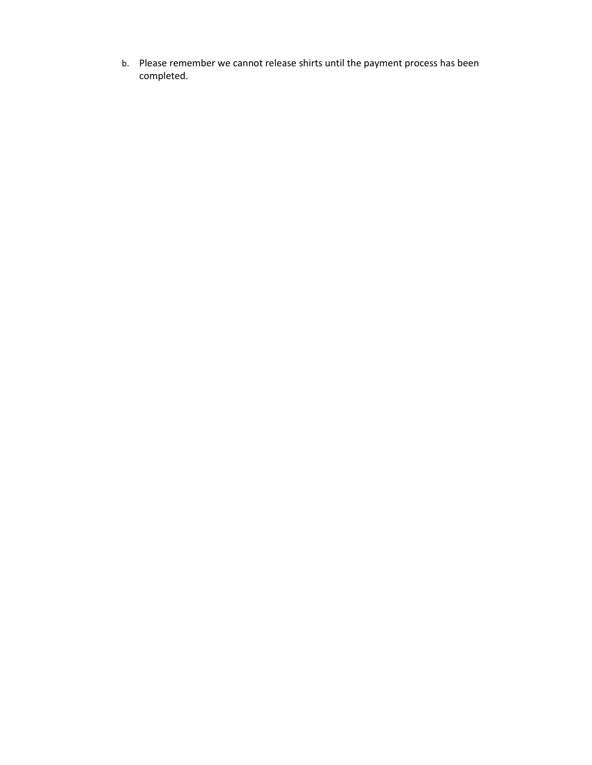b. Please remember we cannot release shirts until the payment process has been completed.